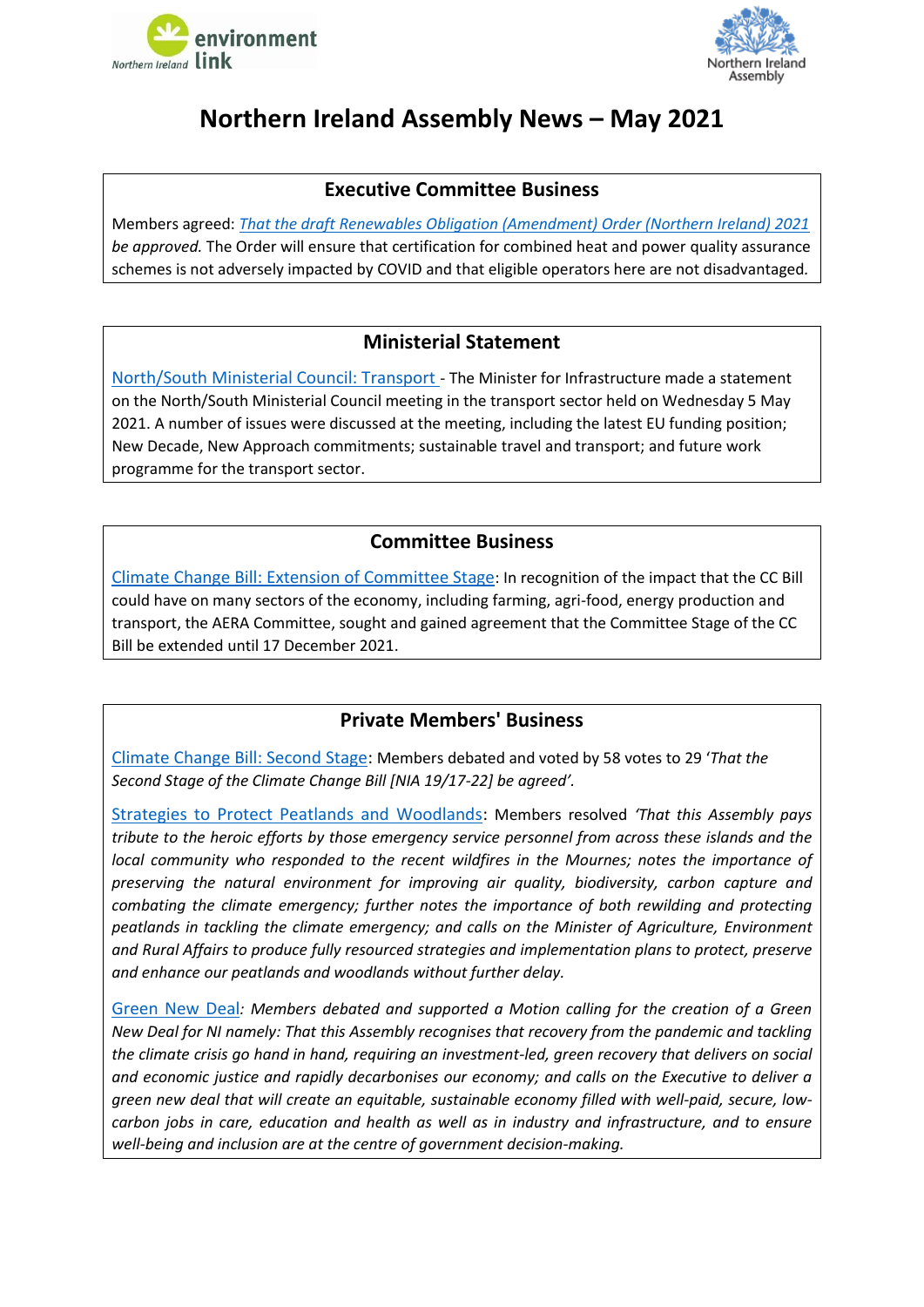# Northern Ireland Assembly News – May 2021

## Executive Committee Business

Members agreed: *That the draft Renewables Obligation (Amendment) Order (Northern Ireland) 2021 be approved.* The Order will ensure that certification for combined heat and power quality assurance schemes is not adversely impacted by COVID and that eligible operators here are not disadvantaged.

## Ministerial Statement

North/South Ministerial Council: Transport - The Minister for Infrastructure made a statement on the North/South Ministerial Council meeting in the transport sector held on Wednesday 5 May 2021. A number of issues were discussed at the meeting, including the latest EU funding position; New Decade, New Approach commitments; sustainable travel and transport; and future work programme for the transport sector.

## Committee Business

Climate Change Bill: Extension of Committee Stage: In recognition of the impact that the CC Bill could have on many sectors of the economy, including farming, agri-food, energy production and transport, the AERA Committee, sought and gained agreement that the Committee Stage of the CC Bill be extended until 17 December 2021.

## Private Members' Business

Climate Change Bill: Second Stage: Members debated and voted by 58 votes to 29 '*That the Second Stage of the Climate Change Bill [NIA 19/17-22] be agreed'.*

Strategies to Protect Peatlands and Woodlands: Members resolved *'That this Assembly pays tribute to the heroic efforts by those emergency service personnel from across these islands and the local community who responded to the recent wildfires in the Mournes; notes the importance of preserving the natural environment for improving air quality, biodiversity, carbon capture and combating the climate emergency; further notes the importance of both rewilding and protecting peatlands in tackling the climate emergency; and calls on the Minister of Agriculture, Environment and Rural Affairs to produce fully resourced strategies and implementation plans to protect, preserve and enhance our peatlands and woodlands without further delay.*

Green New Deal*: Members debated and supported a Motion calling for the creation of a Green New Deal for NI namely: That this Assembly recognises that recovery from the pandemic and tackling the climate crisis go hand in hand, requiring an investment-led, green recovery that delivers on social and economic justice and rapidly decarbonises our economy; and calls on the Executive to deliver a green new deal that will create an equitable, sustainable economy filled with well-paid, secure, low-carbon jobs in care, education and health as well as in industry and infrastructure, and to ensure well-being and inclusion are at the centre of government decision-making.*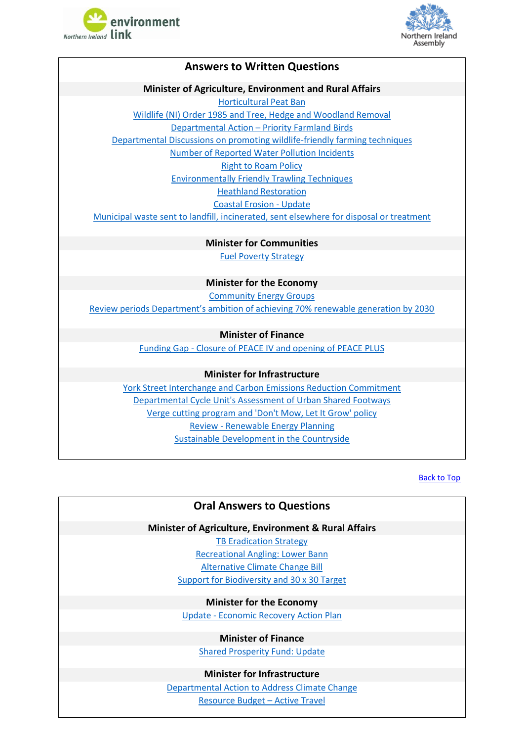## Answers to Written Questions

### Minister of Agriculture, Environment and Rural Affairs

Horticultural Peat Ban

Wildlife (NI) Order 1985 and Tree, Hedge and Woodland Removal

Departmental Action – Priority Farmland Birds

Departmental Discussions on promoting wildlife-friendly farming techniques

Number of Reported Water Pollution Incidents

Right to Roam Policy

Environmentally Friendly Trawling Techniques

Heathland Restoration

Coastal Erosion - Update

Municipal waste sent to landfill, incinerated, sent elsewhere for disposal or treatment

### Minister for Communities

Fuel Poverty Strategy

### Minister for the Economy

Community Energy Groups

Review periods Department's ambition of achieving 70% renewable generation by 2030

### Minister of Finance

Funding Gap - Closure of PEACE IV and opening of PEACE PLUS

### Minister for Infrastructure

York Street Interchange and Carbon Emissions Reduction Commitment

Departmental Cycle Unit's Assessment of Urban Shared Footways

Verge cutting program and 'Don't Mow, Let It Grow' policy

Review - Renewable Energy Planning

Sustainable Development in the Countryside

Back to Top

## Oral Answers to Questions

### Minister of Agriculture, Environment & Rural Affairs

TB Eradication Strategy

Recreational Angling: Lower Bann

Alternative Climate Change Bill

Support for Biodiversity and 30 x 30 Target

### Minister for the Economy

Update - Economic Recovery Action Plan

### Minister of Finance

Shared Prosperity Fund: Update

### Minister for Infrastructure

Departmental Action to Address Climate Change

Resource Budget – Active Travel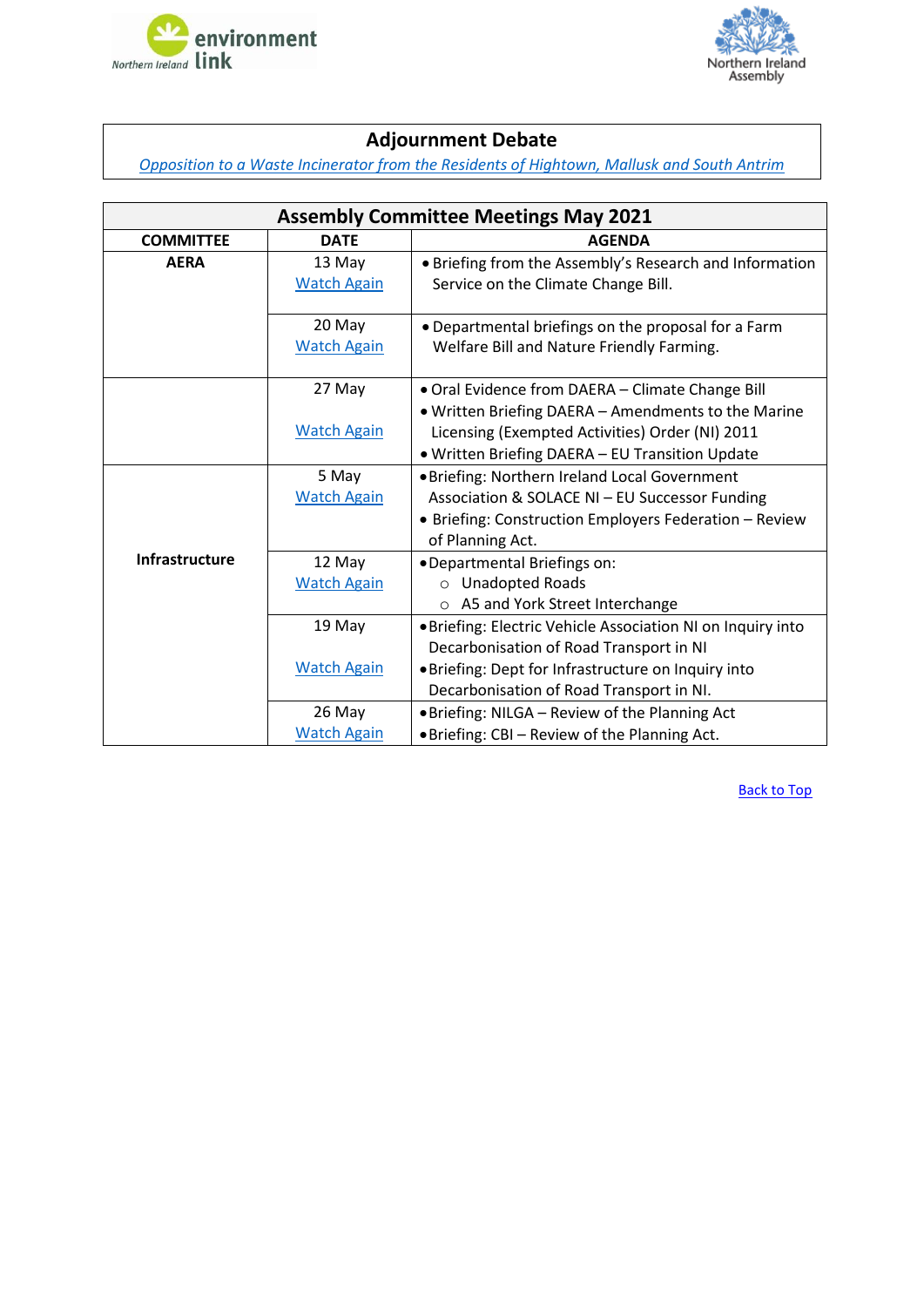## Adjournment Debate

*Opposition to a Waste Incinerator from the Residents of Hightown, Mallusk and South Antrim*

| Assembly Committee Meetings May 2021 | | |
|---|---|---|
| **COMMITTEE** | **DATE** | **AGENDA** |
| **AERA** | 13 May<br>Watch Again | • Briefing from the Assembly's Research and Information Service on the Climate Change Bill. |
| | 20 May<br>Watch Again | • Departmental briefings on the proposal for a Farm Welfare Bill and Nature Friendly Farming. |
| | 27 May<br>Watch Again | • Oral Evidence from DAERA – Climate Change Bill<br>• Written Briefing DAERA – Amendments to the Marine Licensing (Exempted Activities) Order (NI) 2011<br>• Written Briefing DAERA – EU Transition Update |
| **Infrastructure** | 5 May<br>Watch Again | • Briefing: Northern Ireland Local Government Association & SOLACE NI – EU Successor Funding<br>• Briefing: Construction Employers Federation – Review of Planning Act. |
| | 12 May<br>Watch Again | • Departmental Briefings on:<br>○ Unadopted Roads<br>○ A5 and York Street Interchange |
| | 19 May<br>Watch Again | • Briefing: Electric Vehicle Association NI on Inquiry into Decarbonisation of Road Transport in NI<br>• Briefing: Dept for Infrastructure on Inquiry into Decarbonisation of Road Transport in NI. |
| | 26 May<br>Watch Again | • Briefing: NILGA – Review of the Planning Act<br>• Briefing: CBI – Review of the Planning Act. |

Back to Top